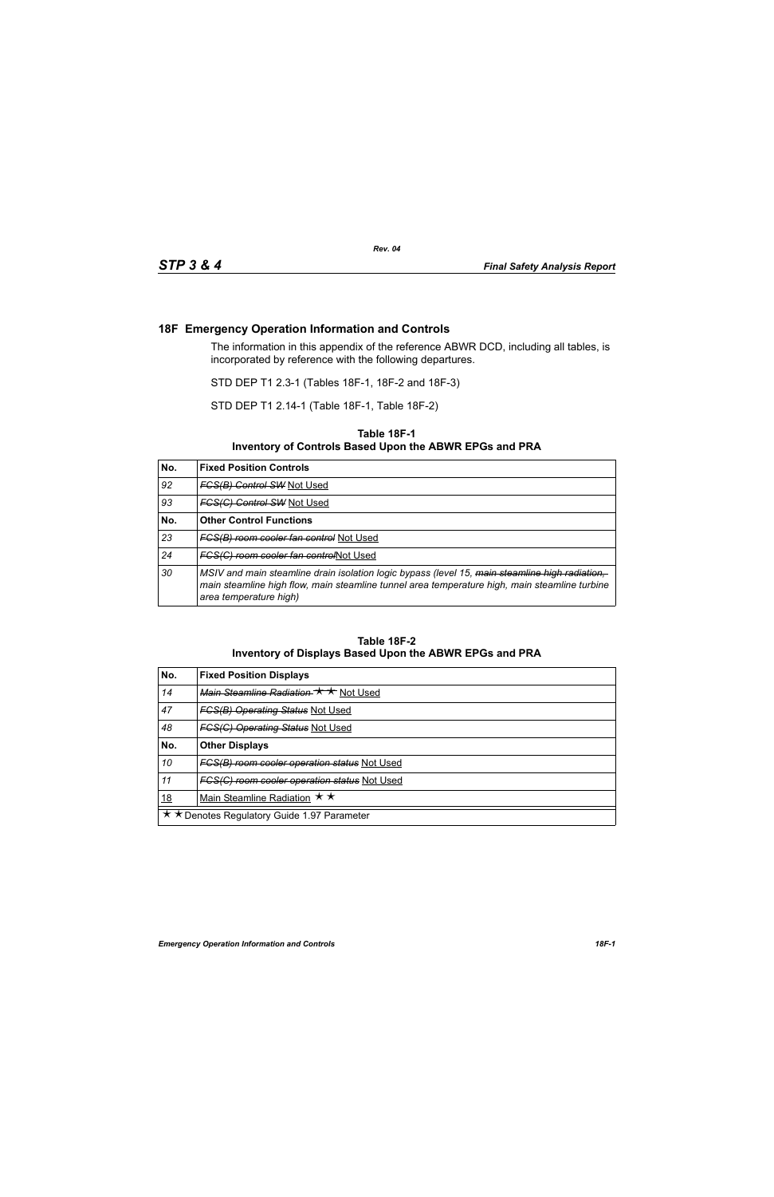## 18F Emergency Operation Information and Controls

The information in this appendix of the reference ABWR DCD, including all tables, is incorporated by reference with the following departures.

STD DEP T1 2.3-1 (Tables 18F-1, 18F-2 and 18F-3)

STD DEP T1 2.14-1 (Table 18F-1, Table 18F-2)

**Table 18F-1**
**Inventory of Controls Based Upon the ABWR EPGs and PRA**

| No. | Fixed Position Controls |
|---|---|
| *92* | ~~*FCS(B) Control SW*~~ Not Used |
| *93* | ~~*FCS(C) Control SW*~~ Not Used |
| **No.** | **Other Control Functions** |
| *23* | ~~*FCS(B) room cooler fan control*~~ Not Used |
| *24* | ~~*FCS(C) room cooler fan control*~~Not Used |
| *30* | *MSIV and main steamline drain isolation logic bypass (level 15, ~~main steamline high radiation,~~ main steamline high flow, main steamline tunnel area temperature high, main steamline turbine area temperature high)* |

**Table 18F-2**
**Inventory of Displays Based Upon the ABWR EPGs and PRA**

| No. | Fixed Position Displays |
|---|---|
| *14* | ~~*Main Steamline Radiation* ★★~~ Not Used |
| *47* | ~~*FCS(B) Operating Status*~~ Not Used |
| *48* | ~~*FCS(C) Operating Status*~~ Not Used |
| **No.** | **Other Displays** |
| *10* | ~~*FCS(B) room cooler operation status*~~ Not Used |
| *11* | ~~*FCS(C) room cooler operation status*~~ Not Used |
| 18 | Main Steamline Radiation ★★ |
| ★★ Denotes Regulatory Guide 1.97 Parameter | |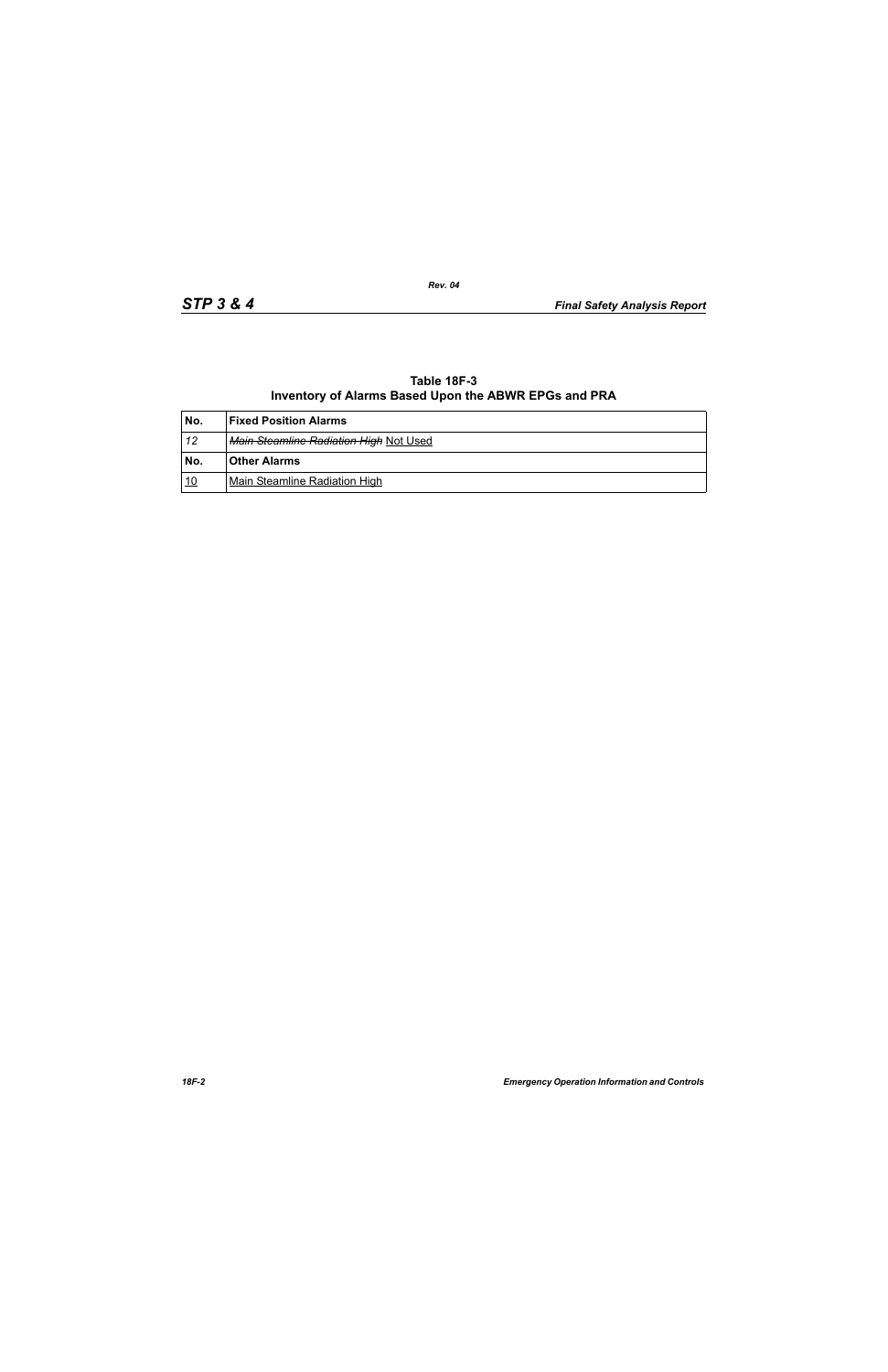**Table 18F-3**
**Inventory of Alarms Based Upon the ABWR EPGs and PRA**

| No. | Fixed Position Alarms |
|---|---|
| *12* | ~~*Main Steamline Radiation High*~~ <u>Not Used</u> |
| **No.** | **Other Alarms** |
| <u>10</u> | <u>Main Steamline Radiation High</u> |